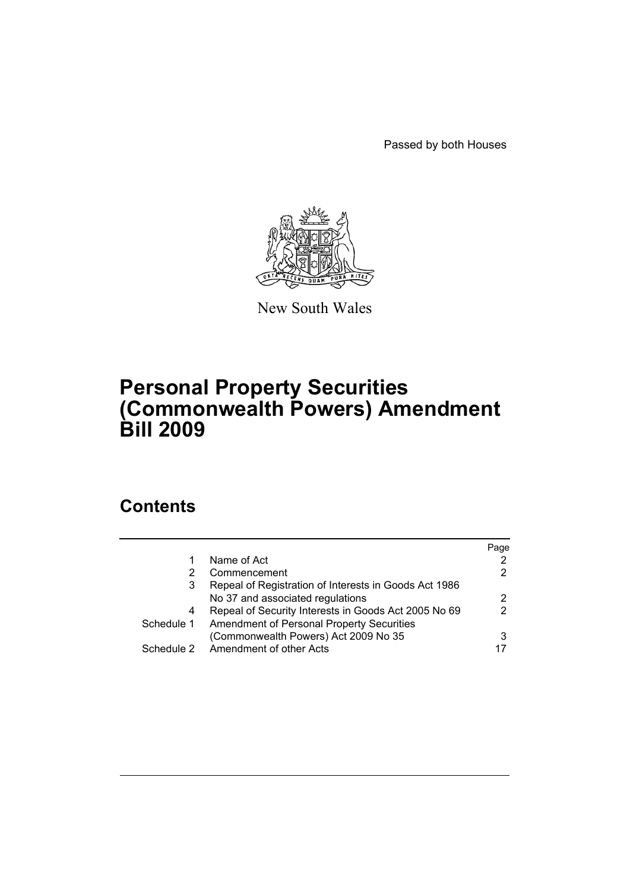Passed by both Houses

New South Wales

# Personal Property Securities (Commonwealth Powers) Amendment Bill 2009

## Contents

| | | Page |
|---|---|---|
| 1 | Name of Act | 2 |
| 2 | Commencement | 2 |
| 3 | Repeal of Registration of Interests in Goods Act 1986 No 37 and associated regulations | 2 |
| 4 | Repeal of Security Interests in Goods Act 2005 No 69 | 2 |
| Schedule 1 | Amendment of Personal Property Securities (Commonwealth Powers) Act 2009 No 35 | 3 |
| Schedule 2 | Amendment of other Acts | 17 |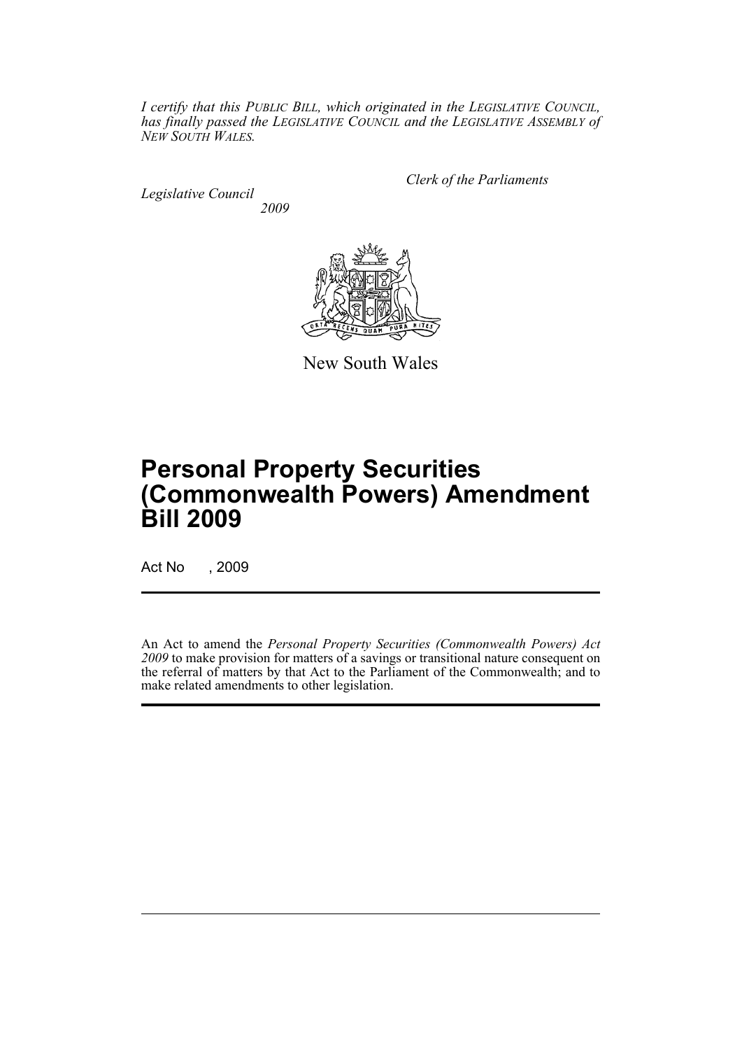*I certify that this PUBLIC BILL, which originated in the LEGISLATIVE COUNCIL, has finally passed the LEGISLATIVE COUNCIL and the LEGISLATIVE ASSEMBLY of NEW SOUTH WALES.*

*Clerk of the Parliaments*

*Legislative Council*

*2009*

New South Wales

# Personal Property Securities (Commonwealth Powers) Amendment Bill 2009

Act No , 2009

An Act to amend the *Personal Property Securities (Commonwealth Powers) Act 2009* to make provision for matters of a savings or transitional nature consequent on the referral of matters by that Act to the Parliament of the Commonwealth; and to make related amendments to other legislation.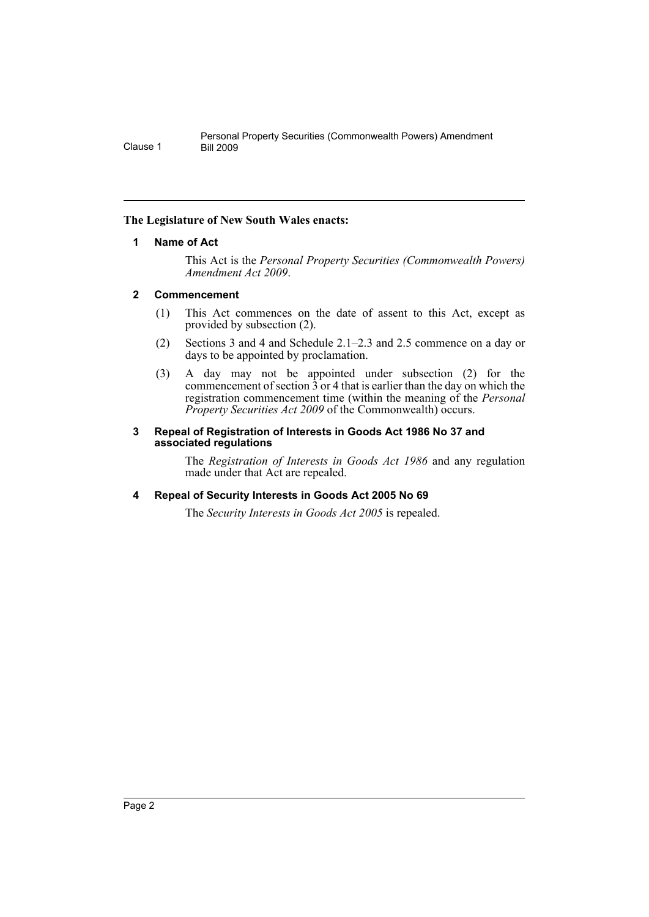**The Legislature of New South Wales enacts:**

## 1 Name of Act

This Act is the *Personal Property Securities (Commonwealth Powers) Amendment Act 2009*.

## 2 Commencement

(1) This Act commences on the date of assent to this Act, except as provided by subsection (2).

(2) Sections 3 and 4 and Schedule 2.1–2.3 and 2.5 commence on a day or days to be appointed by proclamation.

(3) A day may not be appointed under subsection (2) for the commencement of section 3 or 4 that is earlier than the day on which the registration commencement time (within the meaning of the *Personal Property Securities Act 2009* of the Commonwealth) occurs.

## 3 Repeal of Registration of Interests in Goods Act 1986 No 37 and associated regulations

The *Registration of Interests in Goods Act 1986* and any regulation made under that Act are repealed.

## 4 Repeal of Security Interests in Goods Act 2005 No 69

The *Security Interests in Goods Act 2005* is repealed.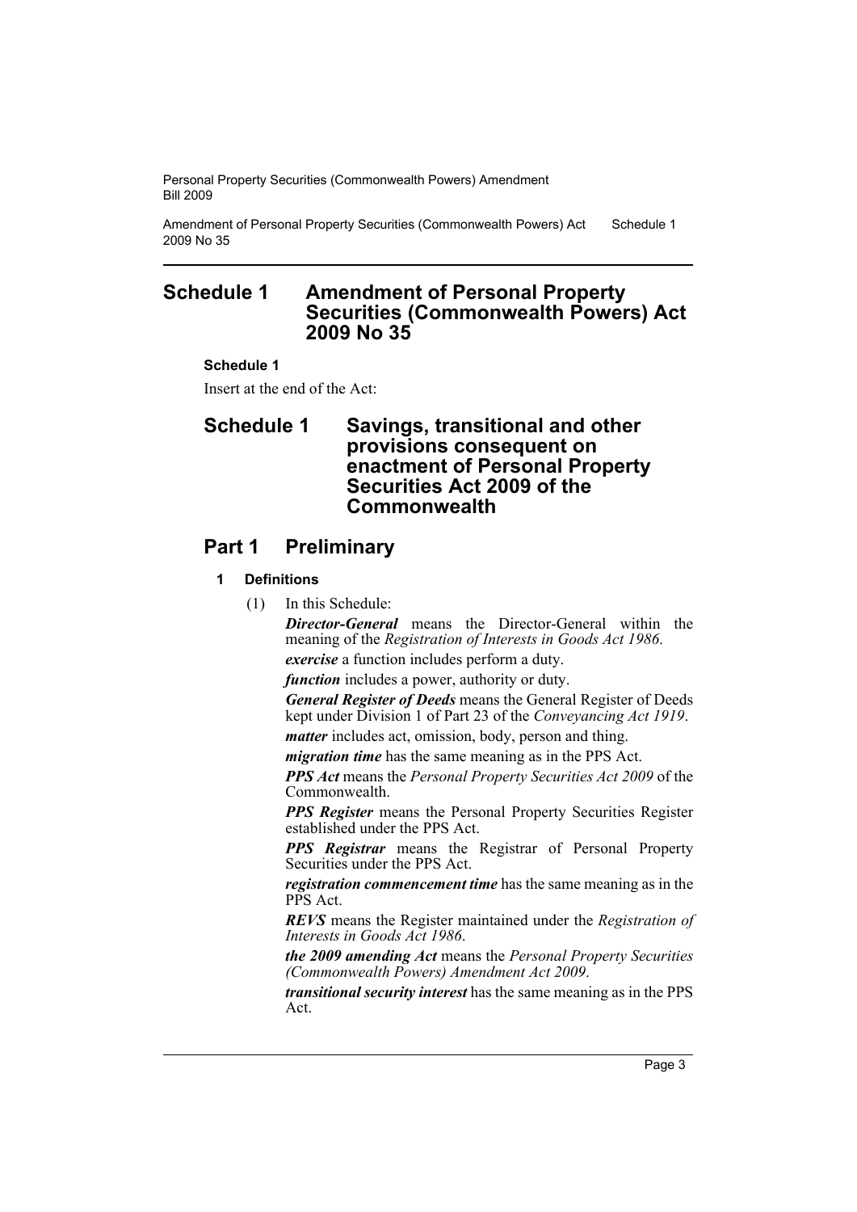# Schedule 1 Amendment of Personal Property Securities (Commonwealth Powers) Act 2009 No 35

**Schedule 1**

Insert at the end of the Act:

## Schedule 1 Savings, transitional and other provisions consequent on enactment of Personal Property Securities Act 2009 of the Commonwealth

## Part 1 Preliminary

### 1 Definitions

(1) In this Schedule:

***Director-General*** means the Director-General within the meaning of the *Registration of Interests in Goods Act 1986*.

***exercise*** a function includes perform a duty.

***function*** includes a power, authority or duty.

***General Register of Deeds*** means the General Register of Deeds kept under Division 1 of Part 23 of the *Conveyancing Act 1919*.

***matter*** includes act, omission, body, person and thing.

***migration time*** has the same meaning as in the PPS Act.

***PPS Act*** means the *Personal Property Securities Act 2009* of the Commonwealth.

***PPS Register*** means the Personal Property Securities Register established under the PPS Act.

***PPS Registrar*** means the Registrar of Personal Property Securities under the PPS Act.

***registration commencement time*** has the same meaning as in the PPS Act.

***REVS*** means the Register maintained under the *Registration of Interests in Goods Act 1986*.

***the 2009 amending Act*** means the *Personal Property Securities (Commonwealth Powers) Amendment Act 2009*.

***transitional security interest*** has the same meaning as in the PPS Act.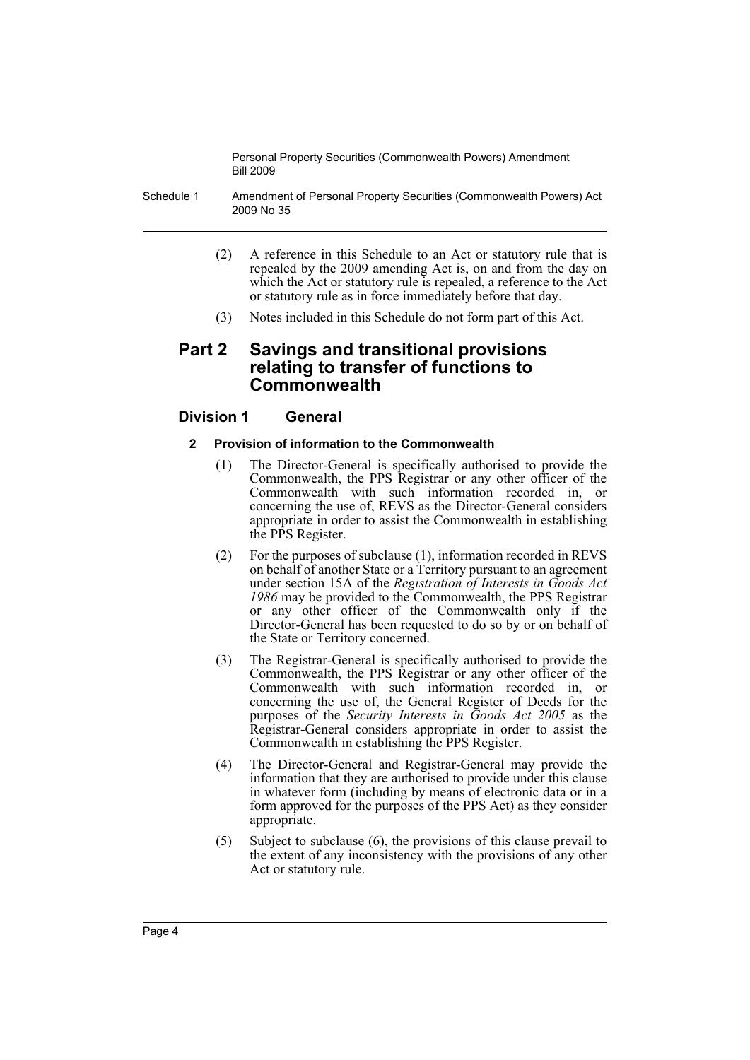(2) A reference in this Schedule to an Act or statutory rule that is repealed by the 2009 amending Act is, on and from the day on which the Act or statutory rule is repealed, a reference to the Act or statutory rule as in force immediately before that day.

(3) Notes included in this Schedule do not form part of this Act.

## Part 2 Savings and transitional provisions relating to transfer of functions to Commonwealth

### Division 1 General

#### 2 Provision of information to the Commonwealth

(1) The Director-General is specifically authorised to provide the Commonwealth, the PPS Registrar or any other officer of the Commonwealth with such information recorded in, or concerning the use of, REVS as the Director-General considers appropriate in order to assist the Commonwealth in establishing the PPS Register.

(2) For the purposes of subclause (1), information recorded in REVS on behalf of another State or a Territory pursuant to an agreement under section 15A of the *Registration of Interests in Goods Act 1986* may be provided to the Commonwealth, the PPS Registrar or any other officer of the Commonwealth only if the Director-General has been requested to do so by or on behalf of the State or Territory concerned.

(3) The Registrar-General is specifically authorised to provide the Commonwealth, the PPS Registrar or any other officer of the Commonwealth with such information recorded in, or concerning the use of, the General Register of Deeds for the purposes of the *Security Interests in Goods Act 2005* as the Registrar-General considers appropriate in order to assist the Commonwealth in establishing the PPS Register.

(4) The Director-General and Registrar-General may provide the information that they are authorised to provide under this clause in whatever form (including by means of electronic data or in a form approved for the purposes of the PPS Act) as they consider appropriate.

(5) Subject to subclause (6), the provisions of this clause prevail to the extent of any inconsistency with the provisions of any other Act or statutory rule.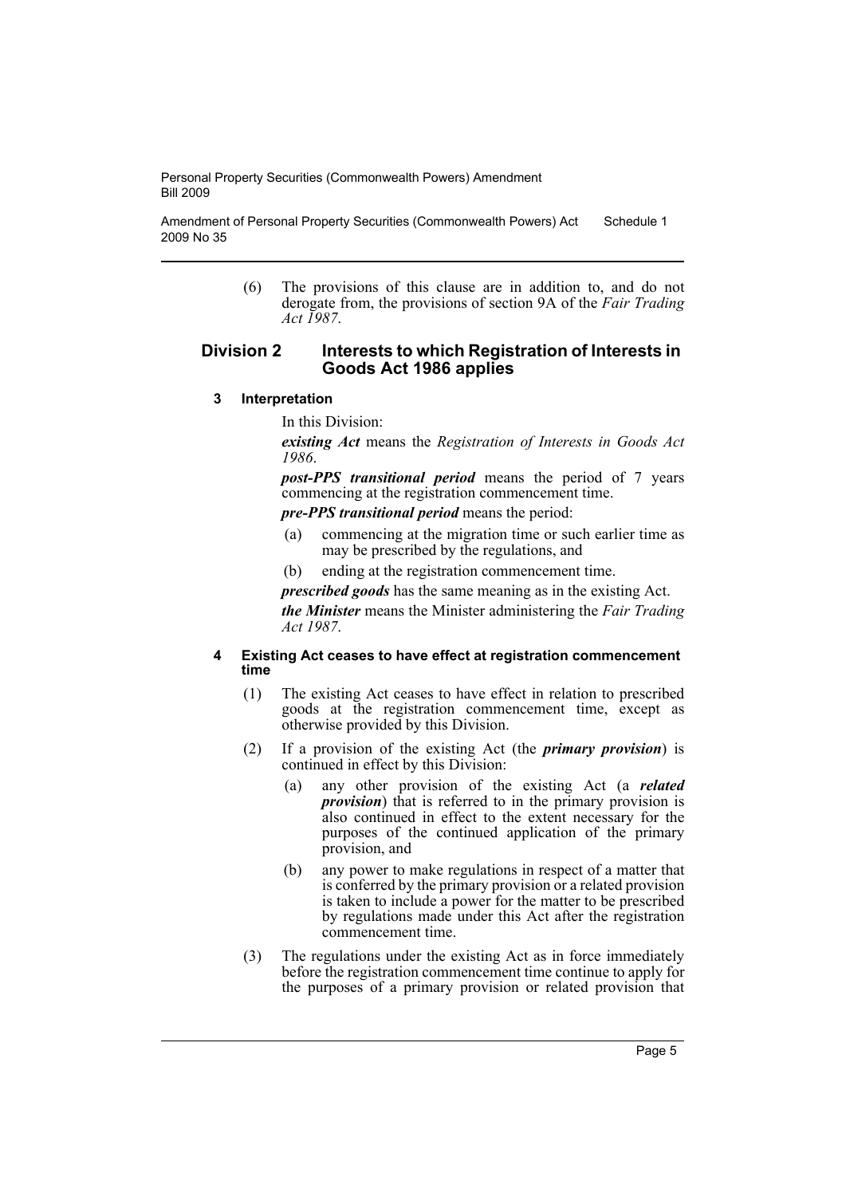(6) The provisions of this clause are in addition to, and do not derogate from, the provisions of section 9A of the *Fair Trading Act 1987*.

## Division 2 Interests to which Registration of Interests in Goods Act 1986 applies

### 3 Interpretation

In this Division:

***existing Act*** means the *Registration of Interests in Goods Act 1986*.

***post-PPS transitional period*** means the period of 7 years commencing at the registration commencement time.

***pre-PPS transitional period*** means the period:

- (a) commencing at the migration time or such earlier time as may be prescribed by the regulations, and
- (b) ending at the registration commencement time.

***prescribed goods*** has the same meaning as in the existing Act.

***the Minister*** means the Minister administering the *Fair Trading Act 1987*.

### 4 Existing Act ceases to have effect at registration commencement time

(1) The existing Act ceases to have effect in relation to prescribed goods at the registration commencement time, except as otherwise provided by this Division.

(2) If a provision of the existing Act (the ***primary provision***) is continued in effect by this Division:

- (a) any other provision of the existing Act (a ***related provision***) that is referred to in the primary provision is also continued in effect to the extent necessary for the purposes of the continued application of the primary provision, and
- (b) any power to make regulations in respect of a matter that is conferred by the primary provision or a related provision is taken to include a power for the matter to be prescribed by regulations made under this Act after the registration commencement time.

(3) The regulations under the existing Act as in force immediately before the registration commencement time continue to apply for the purposes of a primary provision or related provision that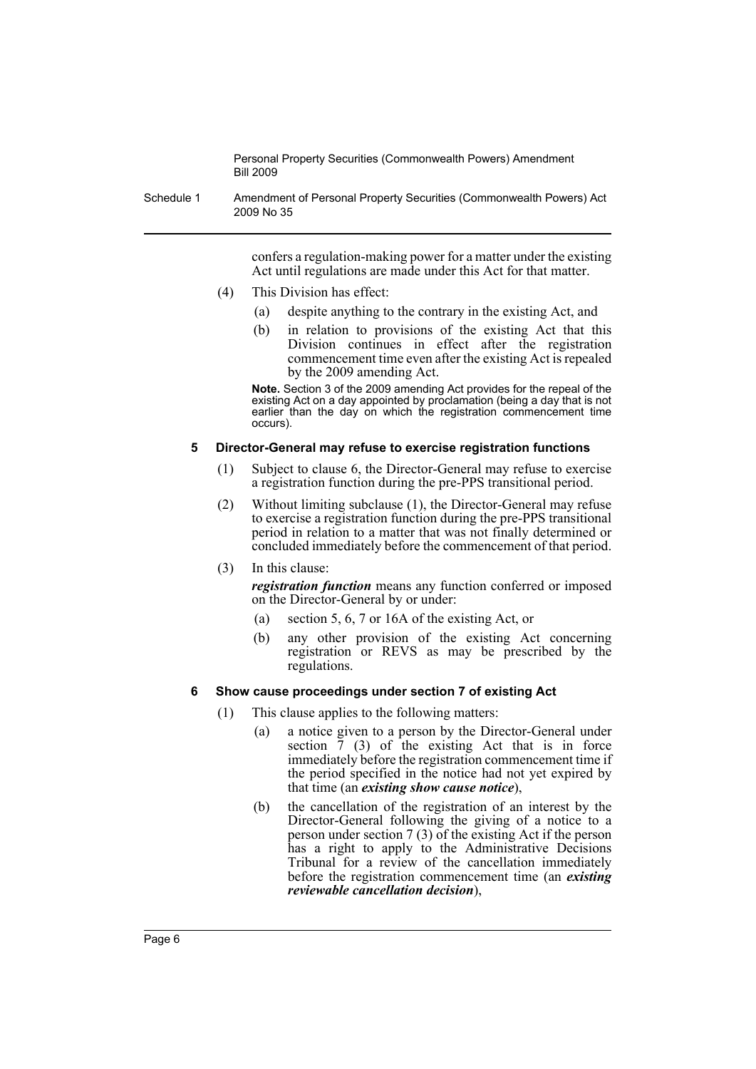confers a regulation-making power for a matter under the existing Act until regulations are made under this Act for that matter.

(4) This Division has effect:

(a) despite anything to the contrary in the existing Act, and

(b) in relation to provisions of the existing Act that this Division continues in effect after the registration commencement time even after the existing Act is repealed by the 2009 amending Act.

**Note.** Section 3 of the 2009 amending Act provides for the repeal of the existing Act on a day appointed by proclamation (being a day that is not earlier than the day on which the registration commencement time occurs).

### 5 Director-General may refuse to exercise registration functions

(1) Subject to clause 6, the Director-General may refuse to exercise a registration function during the pre-PPS transitional period.

(2) Without limiting subclause (1), the Director-General may refuse to exercise a registration function during the pre-PPS transitional period in relation to a matter that was not finally determined or concluded immediately before the commencement of that period.

(3) In this clause:

***registration function*** means any function conferred or imposed on the Director-General by or under:

(a) section 5, 6, 7 or 16A of the existing Act, or

(b) any other provision of the existing Act concerning registration or REVS as may be prescribed by the regulations.

### 6 Show cause proceedings under section 7 of existing Act

(1) This clause applies to the following matters:

(a) a notice given to a person by the Director-General under section 7 (3) of the existing Act that is in force immediately before the registration commencement time if the period specified in the notice had not yet expired by that time (an ***existing show cause notice***),

(b) the cancellation of the registration of an interest by the Director-General following the giving of a notice to a person under section 7 (3) of the existing Act if the person has a right to apply to the Administrative Decisions Tribunal for a review of the cancellation immediately before the registration commencement time (an ***existing reviewable cancellation decision***),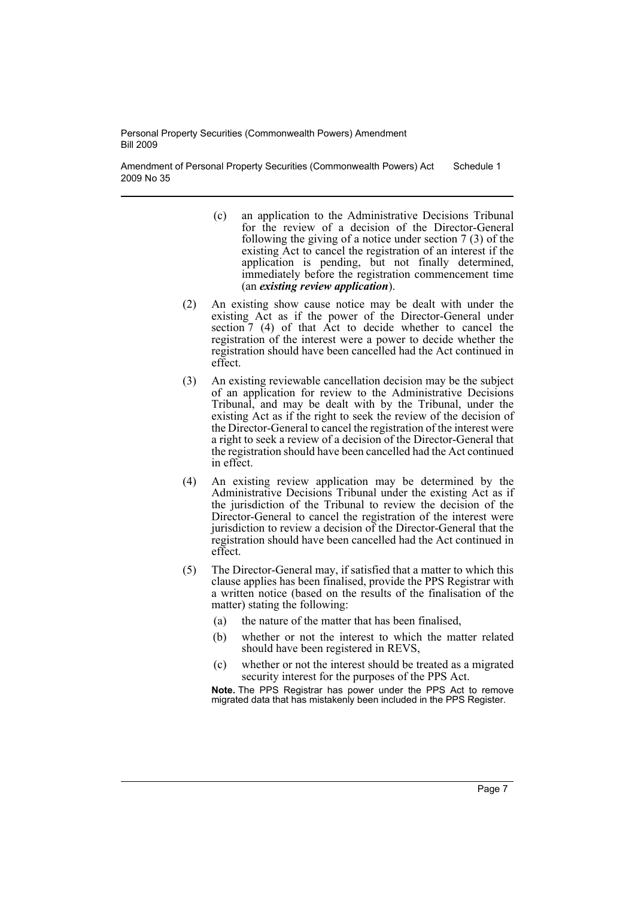(c) an application to the Administrative Decisions Tribunal for the review of a decision of the Director-General following the giving of a notice under section 7 (3) of the existing Act to cancel the registration of an interest if the application is pending, but not finally determined, immediately before the registration commencement time (an ***existing review application***).

(2) An existing show cause notice may be dealt with under the existing Act as if the power of the Director-General under section 7 (4) of that Act to decide whether to cancel the registration of the interest were a power to decide whether the registration should have been cancelled had the Act continued in effect.

(3) An existing reviewable cancellation decision may be the subject of an application for review to the Administrative Decisions Tribunal, and may be dealt with by the Tribunal, under the existing Act as if the right to seek the review of the decision of the Director-General to cancel the registration of the interest were a right to seek a review of a decision of the Director-General that the registration should have been cancelled had the Act continued in effect.

(4) An existing review application may be determined by the Administrative Decisions Tribunal under the existing Act as if the jurisdiction of the Tribunal to review the decision of the Director-General to cancel the registration of the interest were jurisdiction to review a decision of the Director-General that the registration should have been cancelled had the Act continued in effect.

(5) The Director-General may, if satisfied that a matter to which this clause applies has been finalised, provide the PPS Registrar with a written notice (based on the results of the finalisation of the matter) stating the following:

(a) the nature of the matter that has been finalised,

(b) whether or not the interest to which the matter related should have been registered in REVS,

(c) whether or not the interest should be treated as a migrated security interest for the purposes of the PPS Act.

**Note.** The PPS Registrar has power under the PPS Act to remove migrated data that has mistakenly been included in the PPS Register.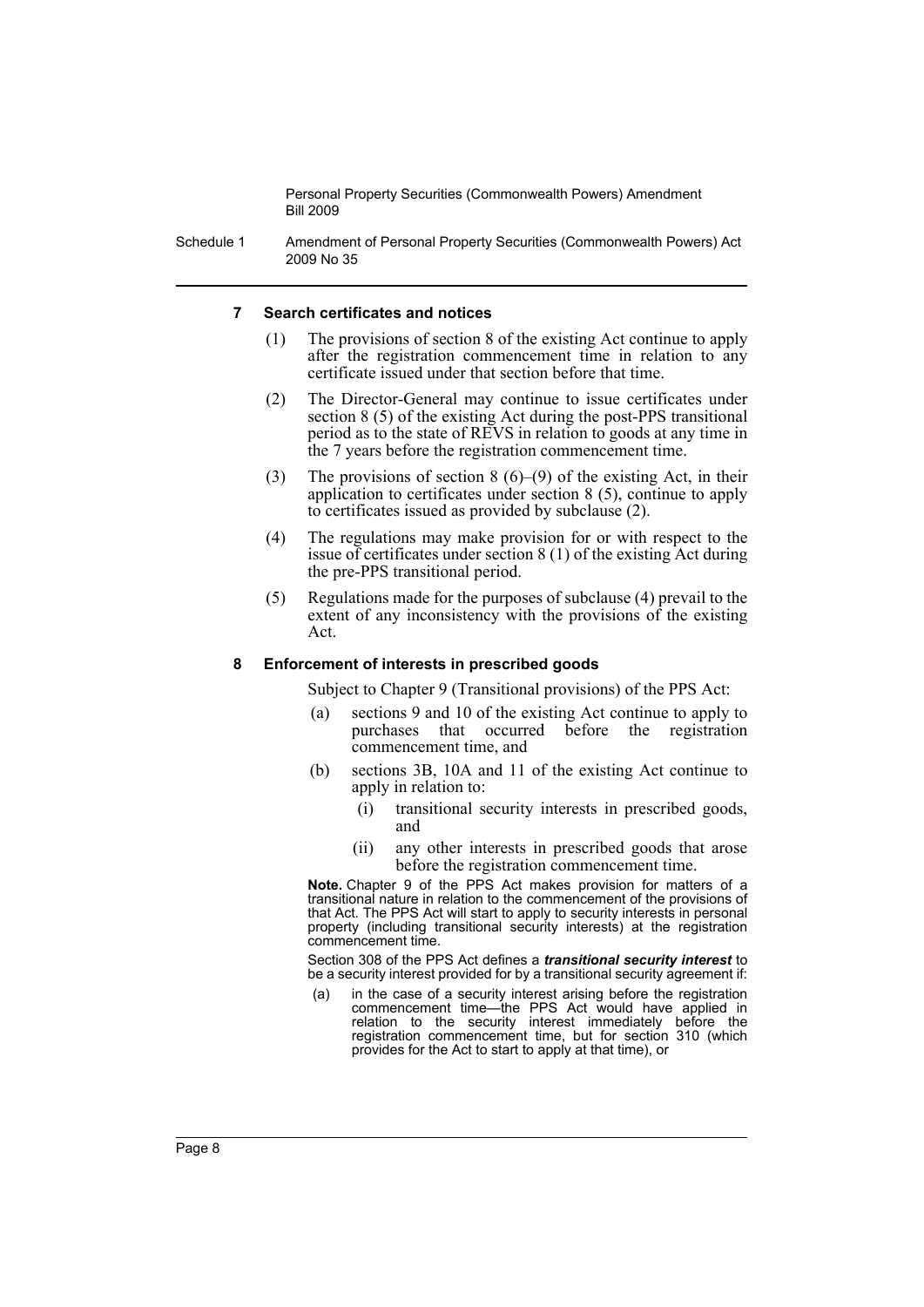### 7 Search certificates and notices

(1) The provisions of section 8 of the existing Act continue to apply after the registration commencement time in relation to any certificate issued under that section before that time.

(2) The Director-General may continue to issue certificates under section 8 (5) of the existing Act during the post-PPS transitional period as to the state of REVS in relation to goods at any time in the 7 years before the registration commencement time.

(3) The provisions of section 8 (6)–(9) of the existing Act, in their application to certificates under section 8 (5), continue to apply to certificates issued as provided by subclause (2).

(4) The regulations may make provision for or with respect to the issue of certificates under section 8 (1) of the existing Act during the pre-PPS transitional period.

(5) Regulations made for the purposes of subclause (4) prevail to the extent of any inconsistency with the provisions of the existing Act.

### 8 Enforcement of interests in prescribed goods

Subject to Chapter 9 (Transitional provisions) of the PPS Act:

(a) sections 9 and 10 of the existing Act continue to apply to purchases that occurred before the registration commencement time, and

(b) sections 3B, 10A and 11 of the existing Act continue to apply in relation to:

(i) transitional security interests in prescribed goods, and

(ii) any other interests in prescribed goods that arose before the registration commencement time.

**Note.** Chapter 9 of the PPS Act makes provision for matters of a transitional nature in relation to the commencement of the provisions of that Act. The PPS Act will start to apply to security interests in personal property (including transitional security interests) at the registration commencement time.

Section 308 of the PPS Act defines a ***transitional security interest*** to be a security interest provided for by a transitional security agreement if:

(a) in the case of a security interest arising before the registration commencement time—the PPS Act would have applied in relation to the security interest immediately before the registration commencement time, but for section 310 (which provides for the Act to start to apply at that time), or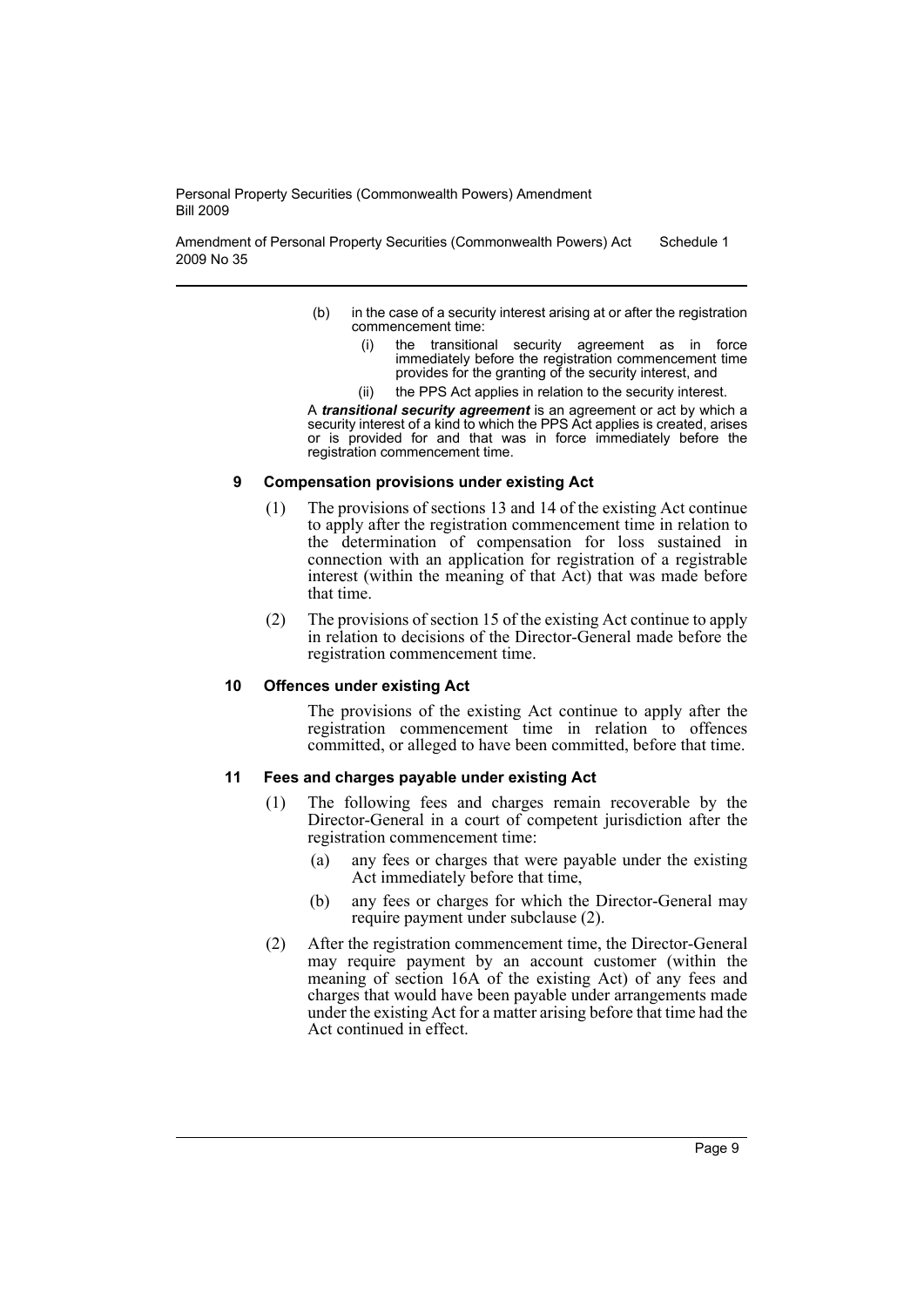(b) in the case of a security interest arising at or after the registration commencement time:

(i) the transitional security agreement as in force immediately before the registration commencement time provides for the granting of the security interest, and

(ii) the PPS Act applies in relation to the security interest.

A ***transitional security agreement*** is an agreement or act by which a security interest of a kind to which the PPS Act applies is created, arises or is provided for and that was in force immediately before the registration commencement time.

### 9 Compensation provisions under existing Act

(1) The provisions of sections 13 and 14 of the existing Act continue to apply after the registration commencement time in relation to the determination of compensation for loss sustained in connection with an application for registration of a registrable interest (within the meaning of that Act) that was made before that time.

(2) The provisions of section 15 of the existing Act continue to apply in relation to decisions of the Director-General made before the registration commencement time.

### 10 Offences under existing Act

The provisions of the existing Act continue to apply after the registration commencement time in relation to offences committed, or alleged to have been committed, before that time.

### 11 Fees and charges payable under existing Act

(1) The following fees and charges remain recoverable by the Director-General in a court of competent jurisdiction after the registration commencement time:

(a) any fees or charges that were payable under the existing Act immediately before that time,

(b) any fees or charges for which the Director-General may require payment under subclause (2).

(2) After the registration commencement time, the Director-General may require payment by an account customer (within the meaning of section 16A of the existing Act) of any fees and charges that would have been payable under arrangements made under the existing Act for a matter arising before that time had the Act continued in effect.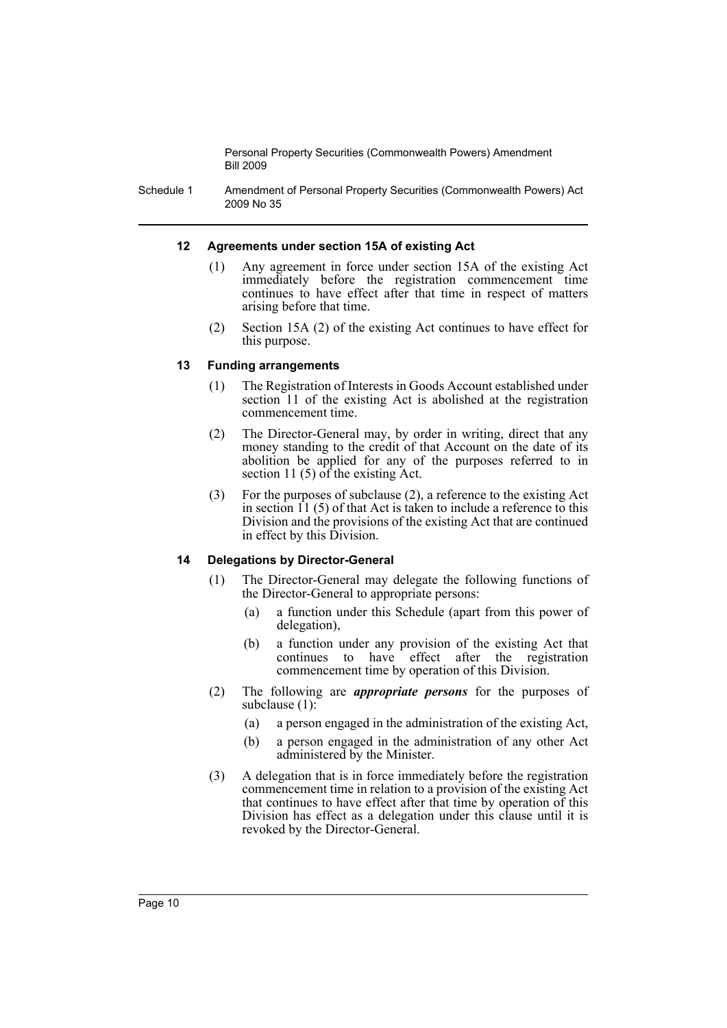#### 12 Agreements under section 15A of existing Act

(1) Any agreement in force under section 15A of the existing Act immediately before the registration commencement time continues to have effect after that time in respect of matters arising before that time.

(2) Section 15A (2) of the existing Act continues to have effect for this purpose.

#### 13 Funding arrangements

(1) The Registration of Interests in Goods Account established under section 11 of the existing Act is abolished at the registration commencement time.

(2) The Director-General may, by order in writing, direct that any money standing to the credit of that Account on the date of its abolition be applied for any of the purposes referred to in section 11 (5) of the existing Act.

(3) For the purposes of subclause (2), a reference to the existing Act in section 11 (5) of that Act is taken to include a reference to this Division and the provisions of the existing Act that are continued in effect by this Division.

#### 14 Delegations by Director-General

(1) The Director-General may delegate the following functions of the Director-General to appropriate persons:

(a) a function under this Schedule (apart from this power of delegation),

(b) a function under any provision of the existing Act that continues to have effect after the registration commencement time by operation of this Division.

(2) The following are ***appropriate persons*** for the purposes of subclause (1):

(a) a person engaged in the administration of the existing Act,

(b) a person engaged in the administration of any other Act administered by the Minister.

(3) A delegation that is in force immediately before the registration commencement time in relation to a provision of the existing Act that continues to have effect after that time by operation of this Division has effect as a delegation under this clause until it is revoked by the Director-General.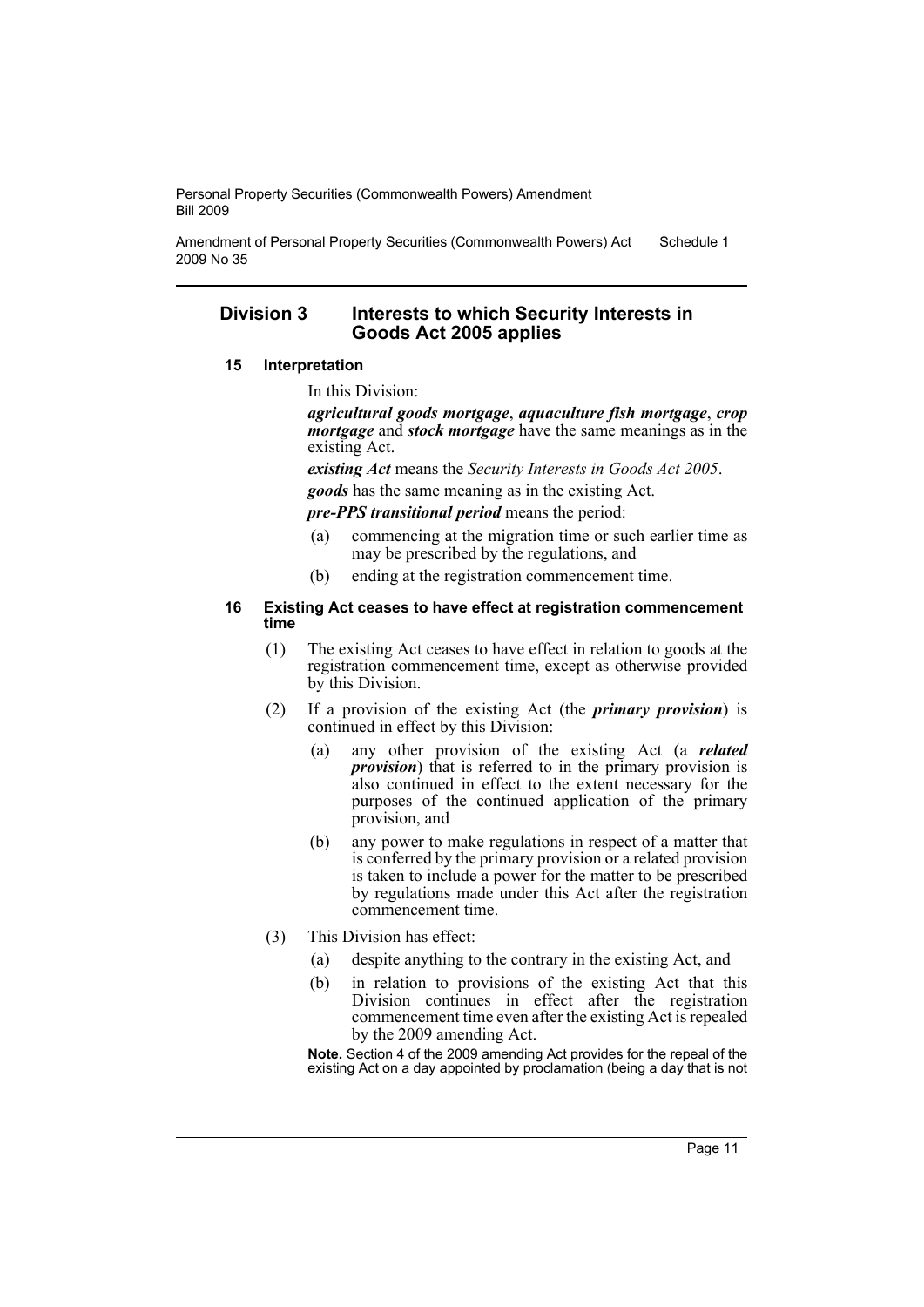## Division 3 Interests to which Security Interests in Goods Act 2005 applies

### 15 Interpretation

In this Division:

***agricultural goods mortgage***, ***aquaculture fish mortgage***, ***crop mortgage*** and ***stock mortgage*** have the same meanings as in the existing Act.

***existing Act*** means the *Security Interests in Goods Act 2005*.

***goods*** has the same meaning as in the existing Act.

***pre-PPS transitional period*** means the period:

- (a) commencing at the migration time or such earlier time as may be prescribed by the regulations, and
- (b) ending at the registration commencement time.

### 16 Existing Act ceases to have effect at registration commencement time

(1) The existing Act ceases to have effect in relation to goods at the registration commencement time, except as otherwise provided by this Division.

(2) If a provision of the existing Act (the ***primary provision***) is continued in effect by this Division:

- (a) any other provision of the existing Act (a ***related provision***) that is referred to in the primary provision is also continued in effect to the extent necessary for the purposes of the continued application of the primary provision, and
- (b) any power to make regulations in respect of a matter that is conferred by the primary provision or a related provision is taken to include a power for the matter to be prescribed by regulations made under this Act after the registration commencement time.

(3) This Division has effect:

- (a) despite anything to the contrary in the existing Act, and
- (b) in relation to provisions of the existing Act that this Division continues in effect after the registration commencement time even after the existing Act is repealed by the 2009 amending Act.

**Note.** Section 4 of the 2009 amending Act provides for the repeal of the existing Act on a day appointed by proclamation (being a day that is not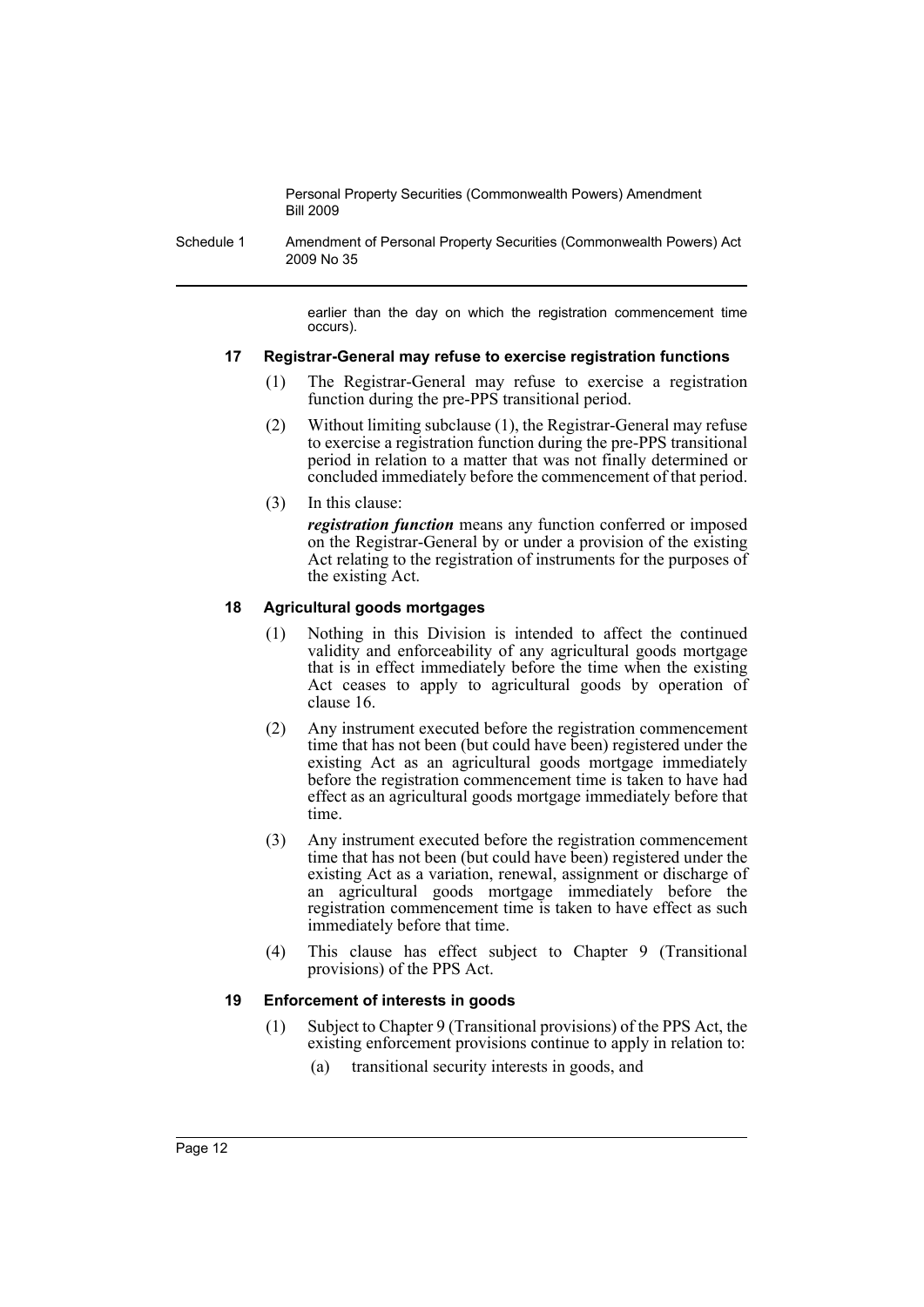earlier than the day on which the registration commencement time occurs).

### 17 Registrar-General may refuse to exercise registration functions

(1) The Registrar-General may refuse to exercise a registration function during the pre-PPS transitional period.

(2) Without limiting subclause (1), the Registrar-General may refuse to exercise a registration function during the pre-PPS transitional period in relation to a matter that was not finally determined or concluded immediately before the commencement of that period.

(3) In this clause:

***registration function*** means any function conferred or imposed on the Registrar-General by or under a provision of the existing Act relating to the registration of instruments for the purposes of the existing Act.

### 18 Agricultural goods mortgages

(1) Nothing in this Division is intended to affect the continued validity and enforceability of any agricultural goods mortgage that is in effect immediately before the time when the existing Act ceases to apply to agricultural goods by operation of clause 16.

(2) Any instrument executed before the registration commencement time that has not been (but could have been) registered under the existing Act as an agricultural goods mortgage immediately before the registration commencement time is taken to have had effect as an agricultural goods mortgage immediately before that time.

(3) Any instrument executed before the registration commencement time that has not been (but could have been) registered under the existing Act as a variation, renewal, assignment or discharge of an agricultural goods mortgage immediately before the registration commencement time is taken to have effect as such immediately before that time.

(4) This clause has effect subject to Chapter 9 (Transitional provisions) of the PPS Act.

### 19 Enforcement of interests in goods

(1) Subject to Chapter 9 (Transitional provisions) of the PPS Act, the existing enforcement provisions continue to apply in relation to:

(a) transitional security interests in goods, and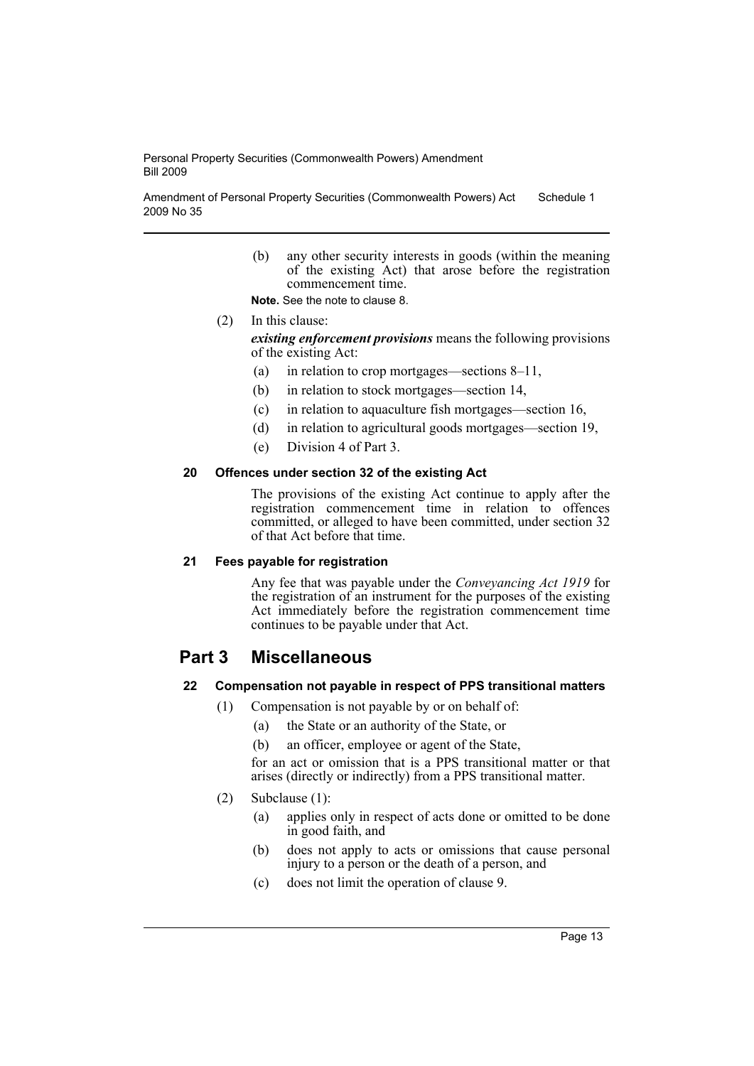(b) any other security interests in goods (within the meaning of the existing Act) that arose before the registration commencement time.

**Note.** See the note to clause 8.

(2) In this clause:

***existing enforcement provisions*** means the following provisions of the existing Act:

- (a) in relation to crop mortgages—sections 8–11,
- (b) in relation to stock mortgages—section 14,
- (c) in relation to aquaculture fish mortgages—section 16,
- (d) in relation to agricultural goods mortgages—section 19,
- (e) Division 4 of Part 3.

#### 20 Offences under section 32 of the existing Act

The provisions of the existing Act continue to apply after the registration commencement time in relation to offences committed, or alleged to have been committed, under section 32 of that Act before that time.

#### 21 Fees payable for registration

Any fee that was payable under the *Conveyancing Act 1919* for the registration of an instrument for the purposes of the existing Act immediately before the registration commencement time continues to be payable under that Act.

## Part 3 Miscellaneous

#### 22 Compensation not payable in respect of PPS transitional matters

(1) Compensation is not payable by or on behalf of:

- (a) the State or an authority of the State, or
- (b) an officer, employee or agent of the State,

for an act or omission that is a PPS transitional matter or that arises (directly or indirectly) from a PPS transitional matter.

(2) Subclause (1):

- (a) applies only in respect of acts done or omitted to be done in good faith, and
- (b) does not apply to acts or omissions that cause personal injury to a person or the death of a person, and
- (c) does not limit the operation of clause 9.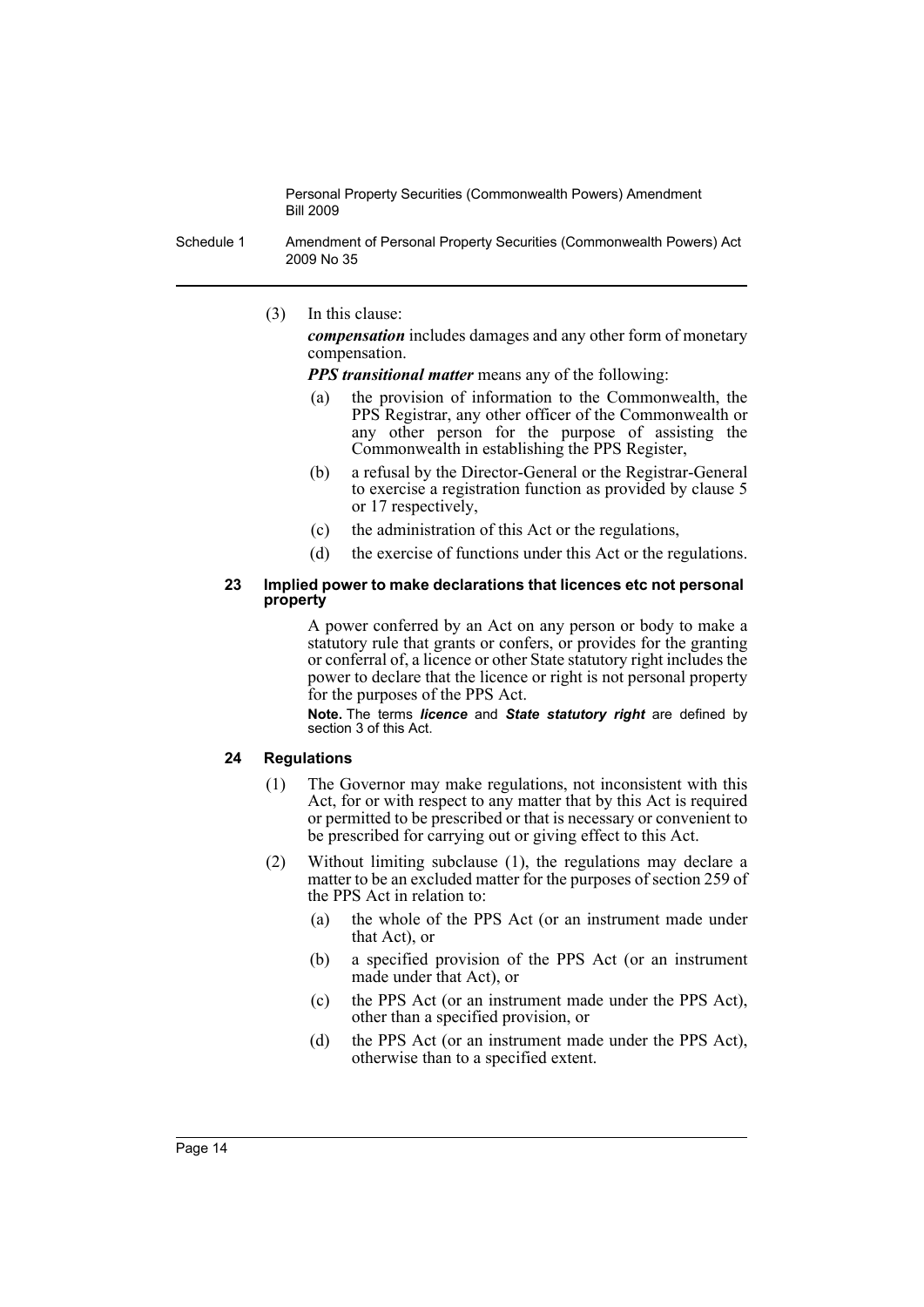(3) In this clause:

***compensation*** includes damages and any other form of monetary compensation.

***PPS transitional matter*** means any of the following:

(a) the provision of information to the Commonwealth, the PPS Registrar, any other officer of the Commonwealth or any other person for the purpose of assisting the Commonwealth in establishing the PPS Register,

(b) a refusal by the Director-General or the Registrar-General to exercise a registration function as provided by clause 5 or 17 respectively,

(c) the administration of this Act or the regulations,

(d) the exercise of functions under this Act or the regulations.

#### 23 Implied power to make declarations that licences etc not personal property

A power conferred by an Act on any person or body to make a statutory rule that grants or confers, or provides for the granting or conferral of, a licence or other State statutory right includes the power to declare that the licence or right is not personal property for the purposes of the PPS Act.

**Note.** The terms ***licence*** and ***State statutory right*** are defined by section 3 of this Act.

#### 24 Regulations

(1) The Governor may make regulations, not inconsistent with this Act, for or with respect to any matter that by this Act is required or permitted to be prescribed or that is necessary or convenient to be prescribed for carrying out or giving effect to this Act.

(2) Without limiting subclause (1), the regulations may declare a matter to be an excluded matter for the purposes of section 259 of the PPS Act in relation to:

(a) the whole of the PPS Act (or an instrument made under that Act), or

(b) a specified provision of the PPS Act (or an instrument made under that Act), or

(c) the PPS Act (or an instrument made under the PPS Act), other than a specified provision, or

(d) the PPS Act (or an instrument made under the PPS Act), otherwise than to a specified extent.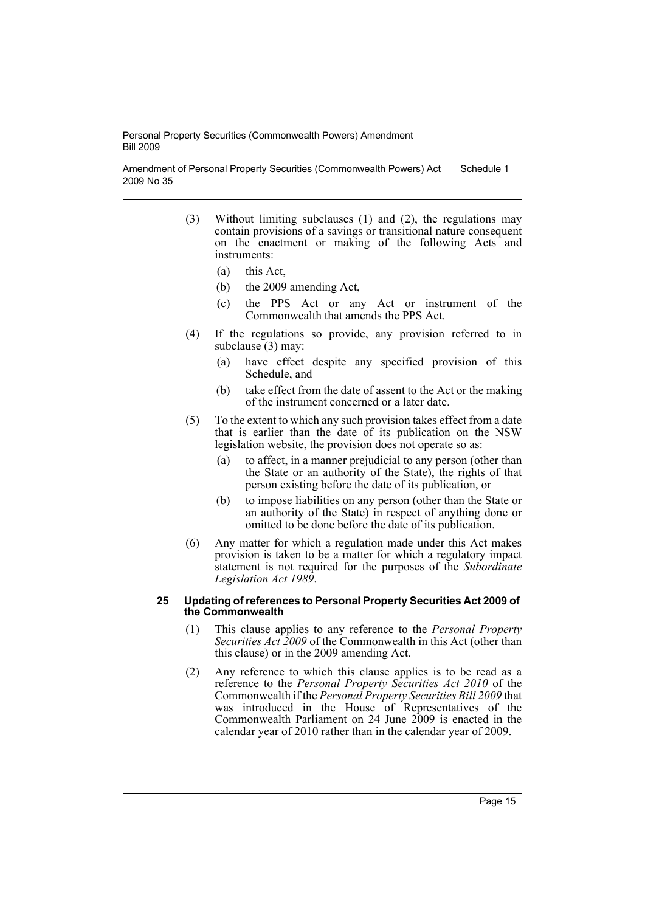(3) Without limiting subclauses (1) and (2), the regulations may contain provisions of a savings or transitional nature consequent on the enactment or making of the following Acts and instruments:

   (a) this Act,

   (b) the 2009 amending Act,

   (c) the PPS Act or any Act or instrument of the Commonwealth that amends the PPS Act.

(4) If the regulations so provide, any provision referred to in subclause (3) may:

   (a) have effect despite any specified provision of this Schedule, and

   (b) take effect from the date of assent to the Act or the making of the instrument concerned or a later date.

(5) To the extent to which any such provision takes effect from a date that is earlier than the date of its publication on the NSW legislation website, the provision does not operate so as:

   (a) to affect, in a manner prejudicial to any person (other than the State or an authority of the State), the rights of that person existing before the date of its publication, or

   (b) to impose liabilities on any person (other than the State or an authority of the State) in respect of anything done or omitted to be done before the date of its publication.

(6) Any matter for which a regulation made under this Act makes provision is taken to be a matter for which a regulatory impact statement is not required for the purposes of the *Subordinate Legislation Act 1989*.

#### 25 Updating of references to Personal Property Securities Act 2009 of the Commonwealth

(1) This clause applies to any reference to the *Personal Property Securities Act 2009* of the Commonwealth in this Act (other than this clause) or in the 2009 amending Act.

(2) Any reference to which this clause applies is to be read as a reference to the *Personal Property Securities Act 2010* of the Commonwealth if the *Personal Property Securities Bill 2009* that was introduced in the House of Representatives of the Commonwealth Parliament on 24 June 2009 is enacted in the calendar year of 2010 rather than in the calendar year of 2009.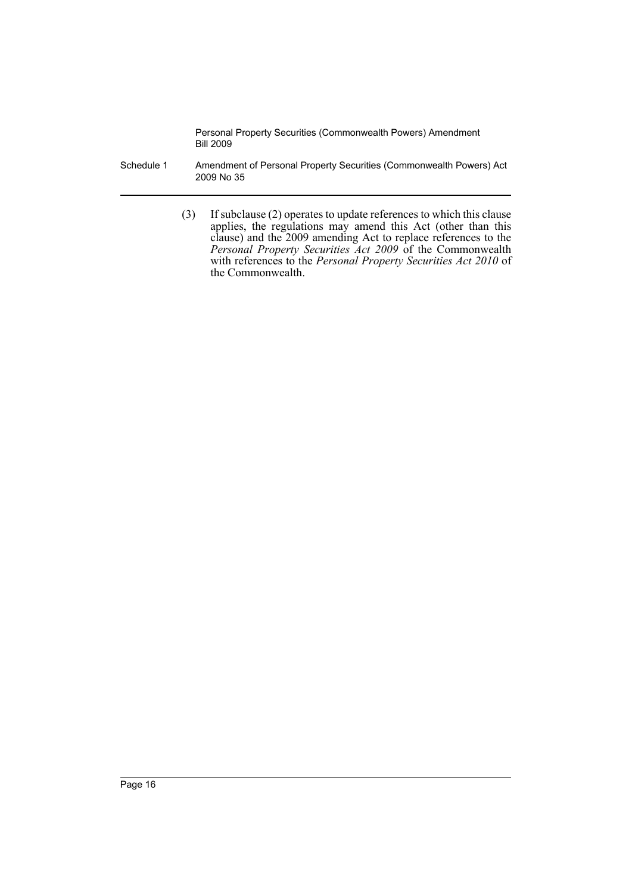(3) If subclause (2) operates to update references to which this clause applies, the regulations may amend this Act (other than this clause) and the 2009 amending Act to replace references to the *Personal Property Securities Act 2009* of the Commonwealth with references to the *Personal Property Securities Act 2010* of the Commonwealth.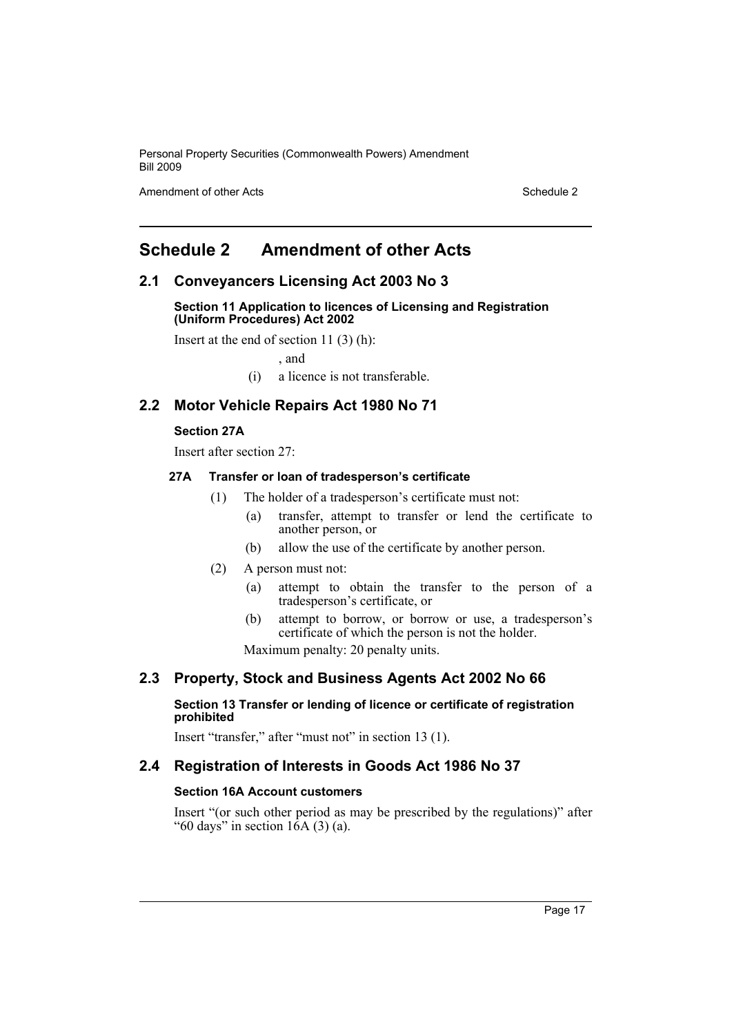# Schedule 2 Amendment of other Acts

## 2.1 Conveyancers Licensing Act 2003 No 3

**Section 11 Application to licences of Licensing and Registration (Uniform Procedures) Act 2002**

Insert at the end of section 11 (3) (h):

, and

(i) a licence is not transferable.

## 2.2 Motor Vehicle Repairs Act 1980 No 71

**Section 27A**

Insert after section 27:

**27A Transfer or loan of tradesperson's certificate**

(1) The holder of a tradesperson's certificate must not:

(a) transfer, attempt to transfer or lend the certificate to another person, or

(b) allow the use of the certificate by another person.

(2) A person must not:

(a) attempt to obtain the transfer to the person of a tradesperson's certificate, or

(b) attempt to borrow, or borrow or use, a tradesperson's certificate of which the person is not the holder.

Maximum penalty: 20 penalty units.

## 2.3 Property, Stock and Business Agents Act 2002 No 66

**Section 13 Transfer or lending of licence or certificate of registration prohibited**

Insert "transfer," after "must not" in section 13 (1).

## 2.4 Registration of Interests in Goods Act 1986 No 37

**Section 16A Account customers**

Insert "(or such other period as may be prescribed by the regulations)" after "60 days" in section 16A (3) (a).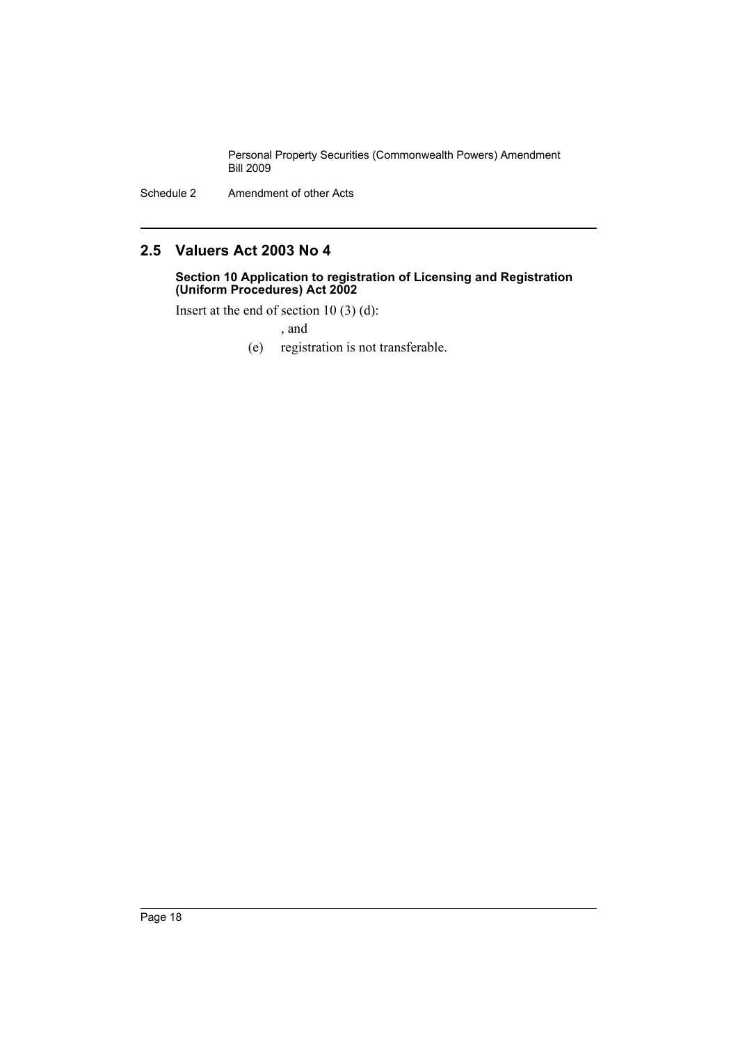## 2.5 Valuers Act 2003 No 4

**Section 10 Application to registration of Licensing and Registration (Uniform Procedures) Act 2002**

Insert at the end of section 10 (3) (d):

, and

(e) registration is not transferable.